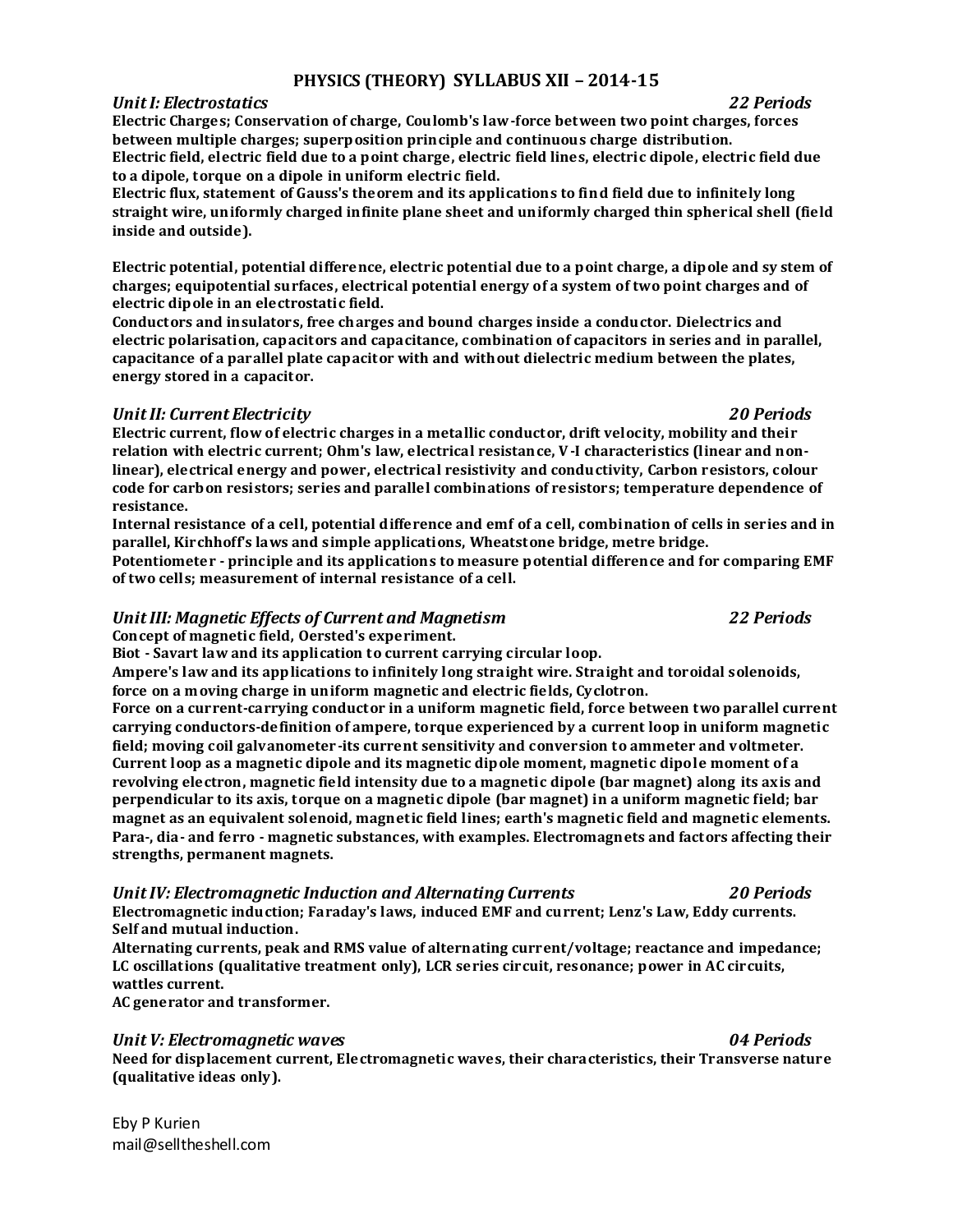# PHYSICS (THEORY) SYLLABUS XII – 2014-15

### *Unit I: Electrostatics* — *22 Periods*

**Electric Charges; Conservation of charge, Coulomb's law-force between two point charges, forces between multiple charges; superposition principle and continuous charge distribution.**
**Electric field, electric field due to a point charge, electric field lines, electric dipole, electric field due to a dipole, torque on a dipole in uniform electric field.**
**Electric flux, statement of Gauss's theorem and its applications to find field due to infinitely long straight wire, uniformly charged infinite plane sheet and uniformly charged thin spherical shell (field inside and outside).**

**Electric potential, potential difference, electric potential due to a point charge, a dipole and sy stem of charges; equipotential surfaces, electrical potential energy of a system of two point charges and of electric dipole in an electrostatic field.**
**Conductors and insulators, free charges and bound charges inside a conductor. Dielectrics and electric polarisation, capacitors and capacitance, combination of capacitors in series and in parallel, capacitance of a parallel plate capacitor with and without dielectric medium between the plates, energy stored in a capacitor.**

### *Unit II: Current Electricity* — *20 Periods*

**Electric current, flow of electric charges in a metallic conductor, drift velocity, mobility and their relation with electric current; Ohm's law, electrical resistance, V-I characteristics (linear and non-linear), electrical energy and power, electrical resistivity and conductivity, Carbon resistors, colour code for carbon resistors; series and parallel combinations of resistors; temperature dependence of resistance.**
**Internal resistance of a cell, potential difference and emf of a cell, combination of cells in series and in parallel, Kirchhoff's laws and simple applications, Wheatstone bridge, metre bridge.**
**Potentiometer - principle and its applications to measure potential difference and for comparing EMF of two cells; measurement of internal resistance of a cell.**

### *Unit III: Magnetic Effects of Current and Magnetism* — *22 Periods*

**Concept of magnetic field, Oersted's experiment.**
**Biot - Savart law and its application to current carrying circular loop.**
**Ampere's law and its applications to infinitely long straight wire. Straight and toroidal solenoids, force on a moving charge in uniform magnetic and electric fields, Cyclotron.**
**Force on a current-carrying conductor in a uniform magnetic field, force between two parallel current carrying conductors-definition of ampere, torque experienced by a current loop in uniform magnetic field; moving coil galvanometer-its current sensitivity and conversion to ammeter and voltmeter.**
**Current loop as a magnetic dipole and its magnetic dipole moment, magnetic dipole moment of a revolving electron, magnetic field intensity due to a magnetic dipole (bar magnet) along its axis and perpendicular to its axis, torque on a magnetic dipole (bar magnet) in a uniform magnetic field; bar magnet as an equivalent solenoid, magnetic field lines; earth's magnetic field and magnetic elements.**
**Para-, dia- and ferro - magnetic substances, with examples. Electromagnets and factors affecting their strengths, permanent magnets.**

### *Unit IV: Electromagnetic Induction and Alternating Currents* — *20 Periods*

**Electromagnetic induction; Faraday's laws, induced EMF and current; Lenz's Law, Eddy currents. Self and mutual induction.**
**Alternating currents, peak and RMS value of alternating current/voltage; reactance and impedance; LC oscillations (qualitative treatment only), LCR series circuit, resonance; power in AC circuits, wattles current.**
**AC generator and transformer.**

### *Unit V: Electromagnetic waves* — *04 Periods*

**Need for displacement current, Electromagnetic waves, their characteristics, their Transverse nature (qualitative ideas only).**

Eby P Kurien
mail@selltheshell.com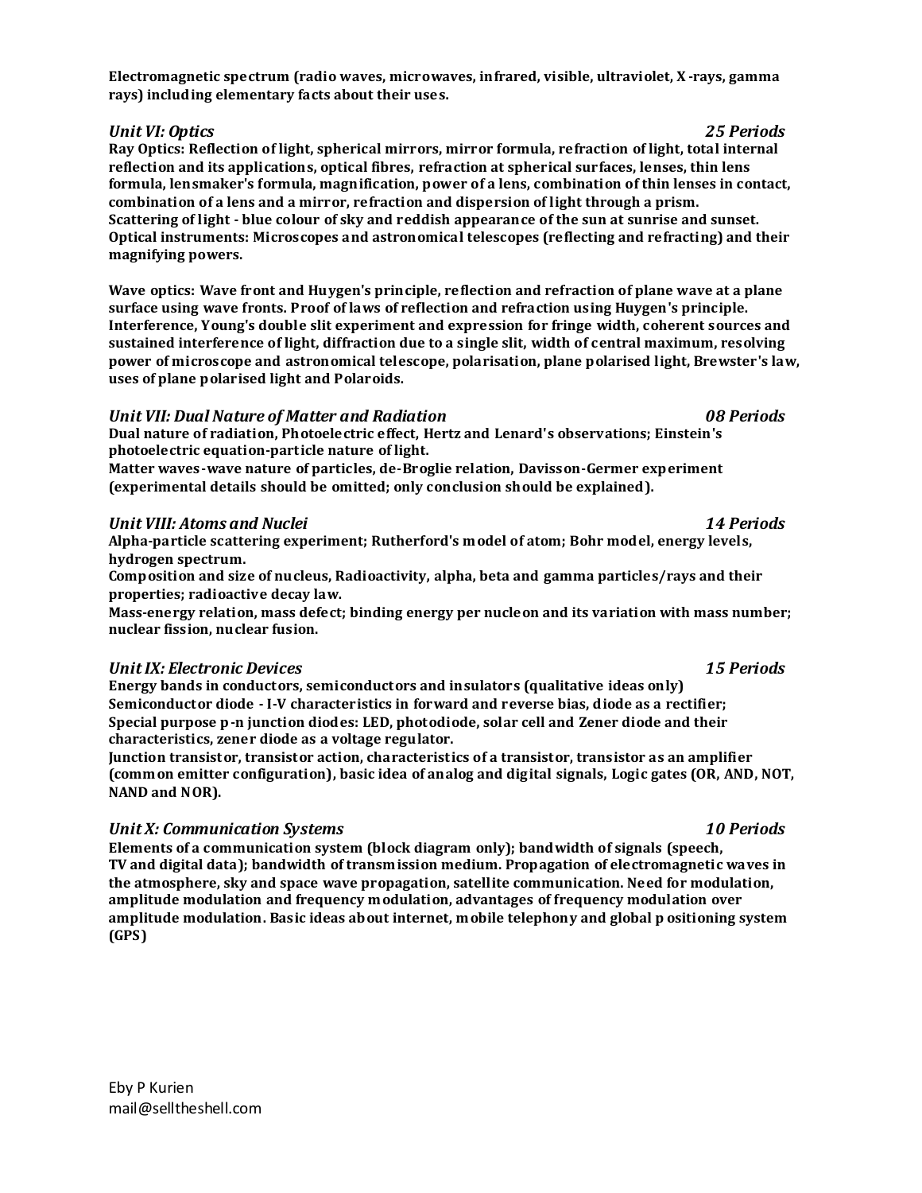**Electromagnetic spectrum (radio waves, microwaves, infrared, visible, ultraviolet, X-rays, gamma rays) including elementary facts about their uses.**

### *Unit VI: Optics* — *25 Periods*

**Ray Optics: Reflection of light, spherical mirrors, mirror formula, refraction of light, total internal reflection and its applications, optical fibres, refraction at spherical surfaces, lenses, thin lens formula, lensmaker's formula, magnification, power of a lens, combination of thin lenses in contact, combination of a lens and a mirror, refraction and dispersion of light through a prism.**
**Scattering of light - blue colour of sky and reddish appearance of the sun at sunrise and sunset.**
**Optical instruments: Microscopes and astronomical telescopes (reflecting and refracting) and their magnifying powers.**

**Wave optics: Wave front and Huygen's principle, reflection and refraction of plane wave at a plane surface using wave fronts. Proof of laws of reflection and refraction using Huygen's principle. Interference, Young's double slit experiment and expression for fringe width, coherent sources and sustained interference of light, diffraction due to a single slit, width of central maximum, resolving power of microscope and astronomical telescope, polarisation, plane polarised light, Brewster's law, uses of plane polarised light and Polaroids.**

### *Unit VII: Dual Nature of Matter and Radiation* — *08 Periods*

**Dual nature of radiation, Photoelectric effect, Hertz and Lenard's observations; Einstein's photoelectric equation-particle nature of light.**
**Matter waves-wave nature of particles, de-Broglie relation, Davisson-Germer experiment (experimental details should be omitted; only conclusion should be explained).**

### *Unit VIII: Atoms and Nuclei* — *14 Periods*

**Alpha-particle scattering experiment; Rutherford's model of atom; Bohr model, energy levels, hydrogen spectrum.**
**Composition and size of nucleus, Radioactivity, alpha, beta and gamma particles/rays and their properties; radioactive decay law.**
**Mass-energy relation, mass defect; binding energy per nucleon and its variation with mass number; nuclear fission, nuclear fusion.**

### *Unit IX: Electronic Devices* — *15 Periods*

**Energy bands in conductors, semiconductors and insulators (qualitative ideas only)**
**Semiconductor diode - I-V characteristics in forward and reverse bias, diode as a rectifier;**
**Special purpose p-n junction diodes: LED, photodiode, solar cell and Zener diode and their characteristics, zener diode as a voltage regulator.**
**Junction transistor, transistor action, characteristics of a transistor, transistor as an amplifier (common emitter configuration), basic idea of analog and digital signals, Logic gates (OR, AND, NOT, NAND and NOR).**

### *Unit X: Communication Systems* — *10 Periods*

**Elements of a communication system (block diagram only); bandwidth of signals (speech, TV and digital data); bandwidth of transmission medium. Propagation of electromagnetic waves in the atmosphere, sky and space wave propagation, satellite communication. Need for modulation, amplitude modulation and frequency modulation, advantages of frequency modulation over amplitude modulation. Basic ideas about internet, mobile telephony and global positioning system (GPS)**

Eby P Kurien
mail@selltheshell.com